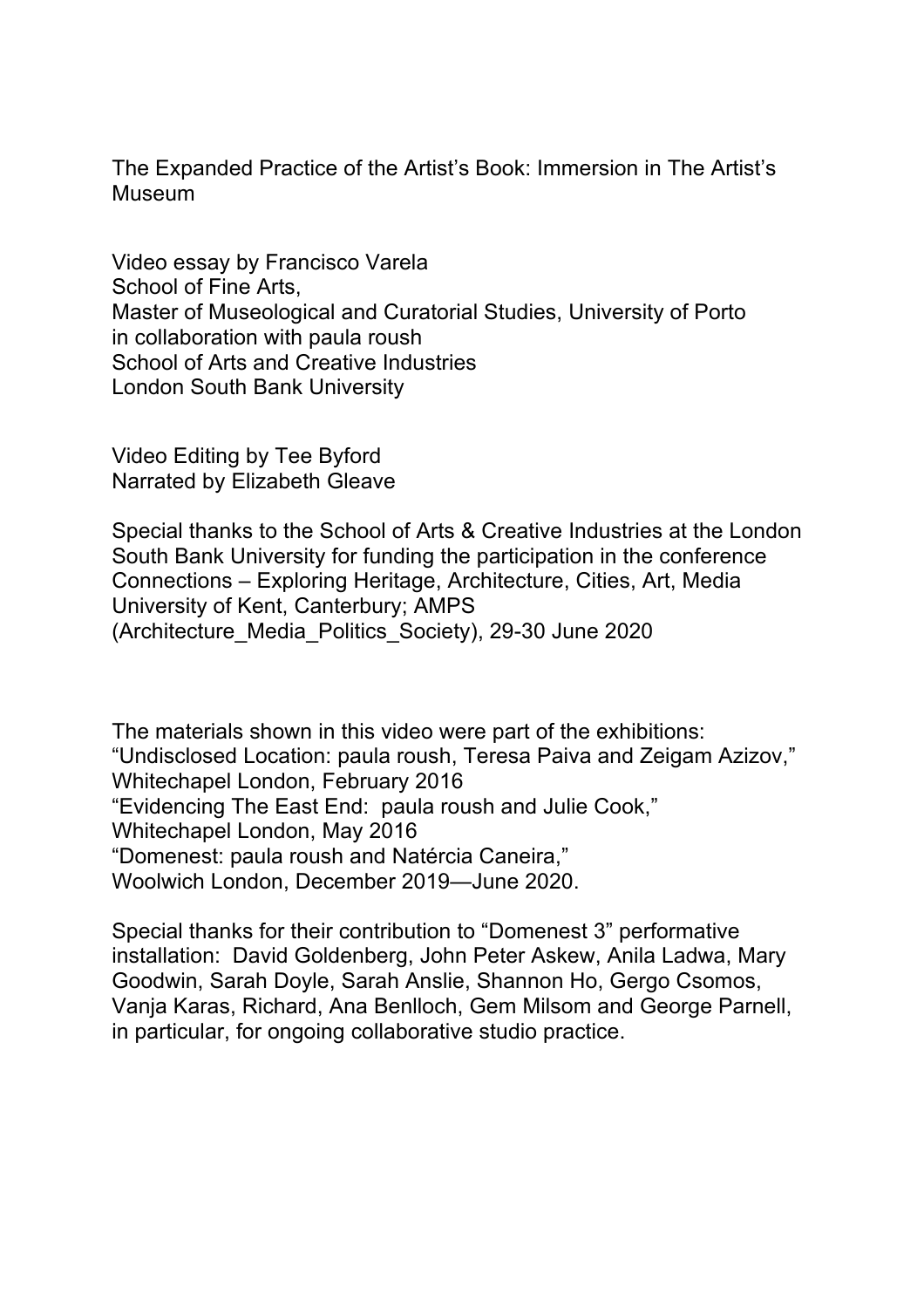# The Expanded Practice of the Artist's Book: Immersion in The Artist's Museum

Video essay by Francisco Varela
School of Fine Arts,
Master of Museological and Curatorial Studies, University of Porto
in collaboration with paula roush
School of Arts and Creative Industries
London South Bank University

Video Editing by Tee Byford
Narrated by Elizabeth Gleave

Special thanks to the School of Arts & Creative Industries at the London South Bank University for funding the participation in the conference Connections – Exploring Heritage, Architecture, Cities, Art, Media University of Kent, Canterbury; AMPS (Architecture_Media_Politics_Society), 29-30 June 2020

The materials shown in this video were part of the exhibitions:
"Undisclosed Location: paula roush, Teresa Paiva and Zeigam Azizov,"
Whitechapel London, February 2016
"Evidencing The East End: paula roush and Julie Cook,"
Whitechapel London, May 2016
"Domenest: paula roush and Natércia Caneira,"
Woolwich London, December 2019—June 2020.

Special thanks for their contribution to "Domenest 3" performative installation: David Goldenberg, John Peter Askew, Anila Ladwa, Mary Goodwin, Sarah Doyle, Sarah Anslie, Shannon Ho, Gergo Csomos, Vanja Karas, Richard, Ana Benlloch, Gem Milsom and George Parnell, in particular, for ongoing collaborative studio practice.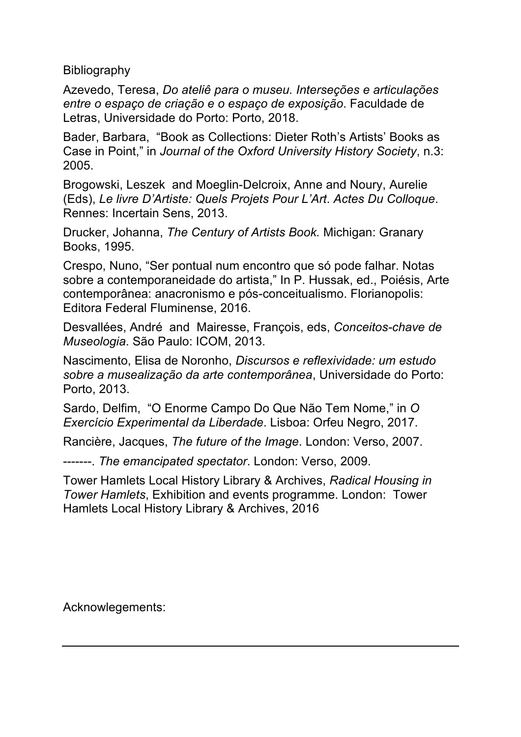Bibliography

Azevedo, Teresa, *Do ateliê para o museu. Interseções e articulações entre o espaço de criação e o espaço de exposição*. Faculdade de Letras, Universidade do Porto: Porto, 2018.

Bader, Barbara, "Book as Collections: Dieter Roth's Artists' Books as Case in Point," in *Journal of the Oxford University History Society*, n.3: 2005.

Brogowski, Leszek and Moeglin-Delcroix, Anne and Noury, Aurelie (Eds), *Le livre D'Artiste: Quels Projets Pour L'Art*. *Actes Du Colloque*. Rennes: Incertain Sens, 2013.

Drucker, Johanna, *The Century of Artists Book.* Michigan: Granary Books, 1995.

Crespo, Nuno, "Ser pontual num encontro que só pode falhar. Notas sobre a contemporaneidade do artista," In P. Hussak, ed., Poiésis, Arte contemporânea: anacronismo e pós-conceitualismo. Florianopolis: Editora Federal Fluminense, 2016.

Desvallées, André and Mairesse, François, eds, *Conceitos-chave de Museologia*. São Paulo: ICOM, 2013.

Nascimento, Elisa de Noronho, *Discursos e reflexividade: um estudo sobre a musealização da arte contemporânea*, Universidade do Porto: Porto, 2013.

Sardo, Delfim, "O Enorme Campo Do Que Não Tem Nome," in *O Exercício Experimental da Liberdade*. Lisboa: Orfeu Negro, 2017.

Rancière, Jacques, *The future of the Image*. London: Verso, 2007.

-------. *The emancipated spectator*. London: Verso, 2009.

Tower Hamlets Local History Library & Archives, *Radical Housing in Tower Hamlets*, Exhibition and events programme. London: Tower Hamlets Local History Library & Archives, 2016

Acknowlegements: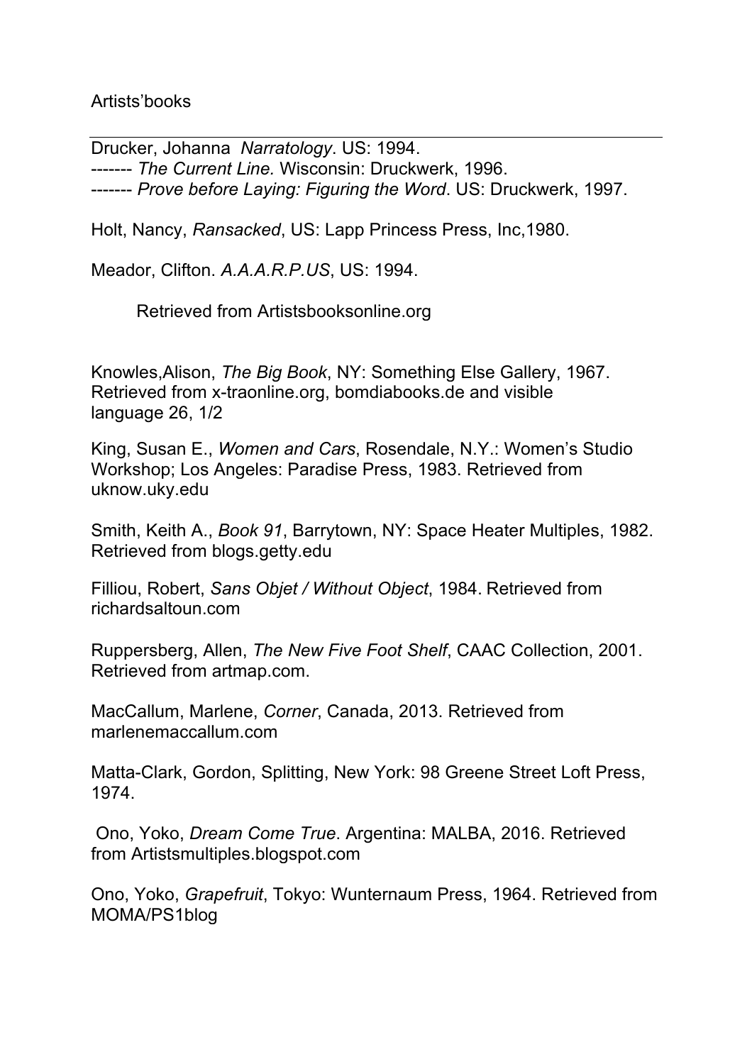Artists'books

---

Drucker, Johanna *Narratology*. US: 1994.
------- *The Current Line.* Wisconsin: Druckwerk, 1996.
------- *Prove before Laying: Figuring the Word*. US: Druckwerk, 1997.

Holt, Nancy, *Ransacked*, US: Lapp Princess Press, Inc,1980.

Meador, Clifton. *A.A.A.R.P.US*, US: 1994.

Retrieved from Artistsbooksonline.org

Knowles,Alison, *The Big Book*, NY: Something Else Gallery, 1967. Retrieved from x-traonline.org, bomdiabooks.de and visible language 26, 1/2

King, Susan E., *Women and Cars*, Rosendale, N.Y.: Women's Studio Workshop; Los Angeles: Paradise Press, 1983. Retrieved from uknow.uky.edu

Smith, Keith A., *Book 91*, Barrytown, NY: Space Heater Multiples, 1982. Retrieved from blogs.getty.edu

Filliou, Robert, *Sans Objet / Without Object*, 1984. Retrieved from richardsaltoun.com

Ruppersberg, Allen, *The New Five Foot Shelf*, CAAC Collection, 2001. Retrieved from artmap.com.

MacCallum, Marlene, *Corner*, Canada, 2013. Retrieved from marlenemaccallum.com

Matta-Clark, Gordon, Splitting, New York: 98 Greene Street Loft Press, 1974.

Ono, Yoko, *Dream Come True*. Argentina: MALBA, 2016. Retrieved from Artistsmultiples.blogspot.com

Ono, Yoko, *Grapefruit*, Tokyo: Wunternaum Press, 1964. Retrieved from MOMA/PS1blog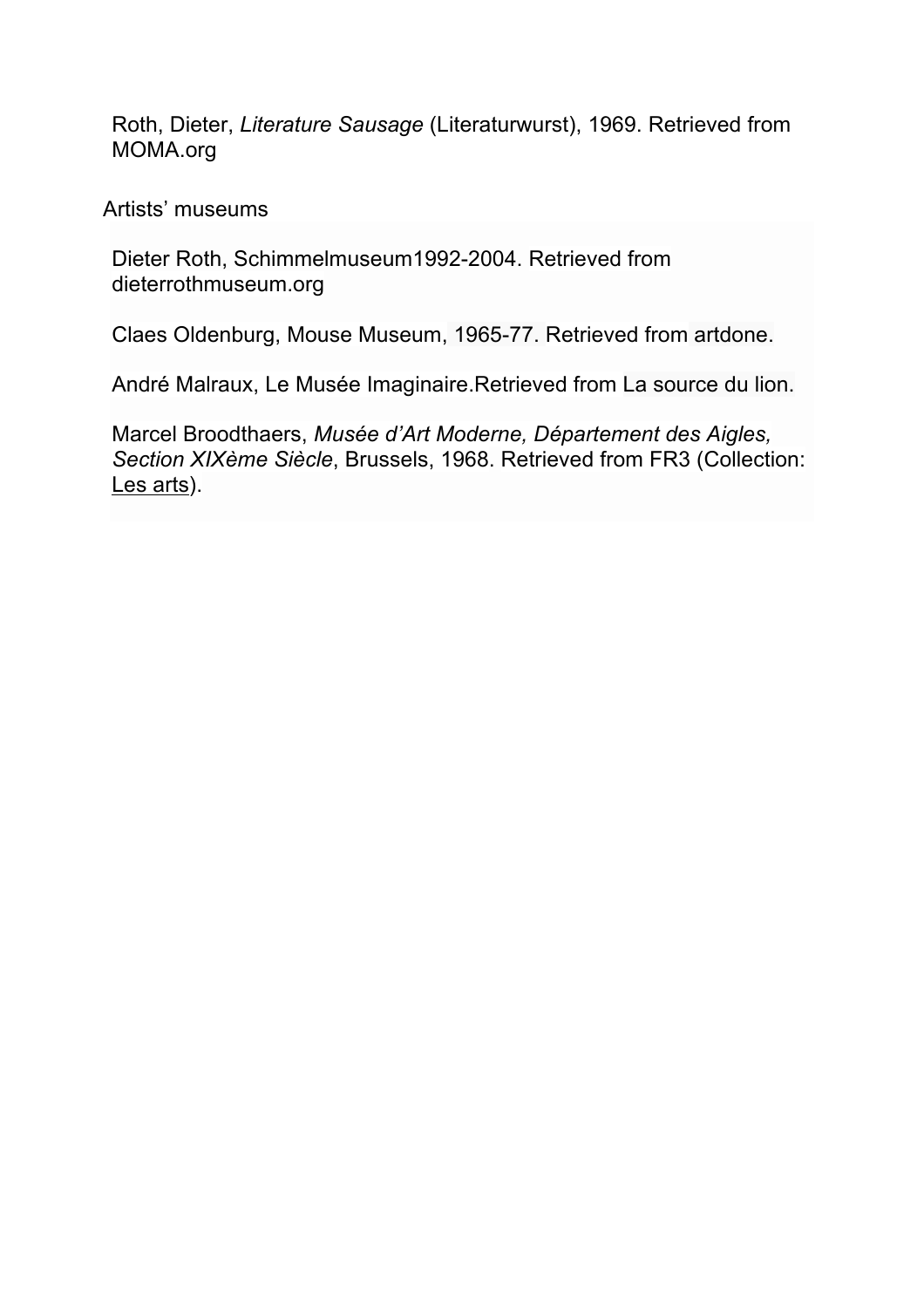Roth, Dieter, *Literature Sausage* (Literaturwurst), 1969. Retrieved from MOMA.org

Artists' museums

Dieter Roth, Schimmelmuseum1992-2004. Retrieved from dieterrothmuseum.org

Claes Oldenburg, Mouse Museum, 1965-77. Retrieved from artdone.

André Malraux, Le Musée Imaginaire.Retrieved from La source du lion.

Marcel Broodthaers, *Musée d'Art Moderne, Département des Aigles, Section XIXème Siècle*, Brussels, 1968. Retrieved from FR3 (Collection: Les arts).